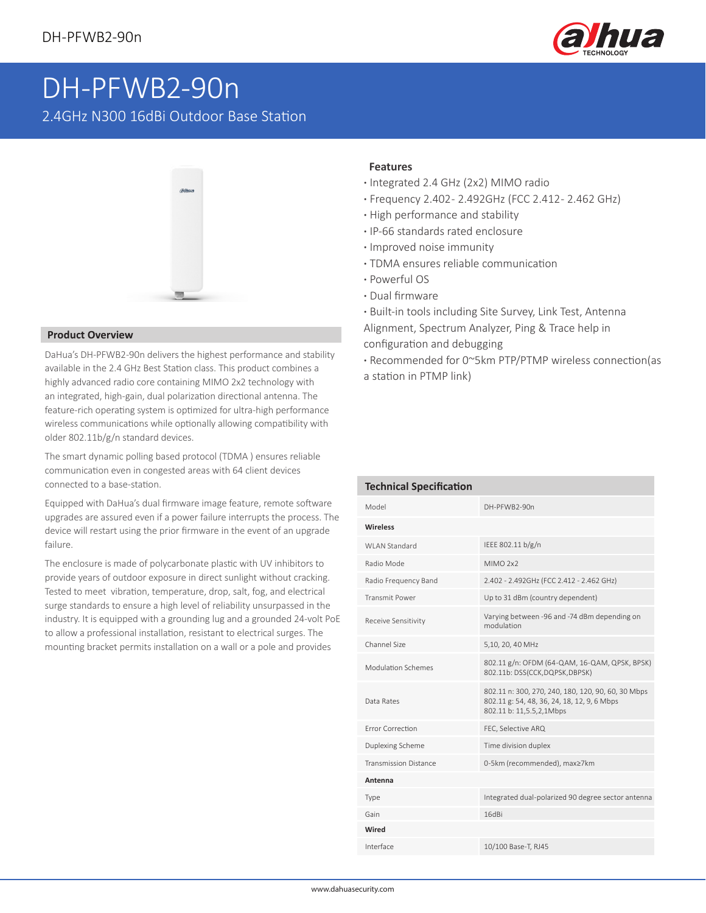# DH-PFWB2-90n

2.4GHz N300 16dBi Outdoor Base Station

## Product Overview

DaHua's DH-PFWB2-90n delivers the highest performance and stability available in the 2.4 GHz Best Station class. This product combines a highly advanced radio core containing MIMO 2x2 technology with an integrated, high-gain, dual polarization directional antenna. The feature-rich operating system is optimized for ultra-high performance wireless communications while optionally allowing compatibility with older 802.11b/g/n standard devices.

The smart dynamic polling based protocol (TDMA ) ensures reliable communication even in congested areas with 64 client devices connected to a base-station.

Equipped with DaHua's dual firmware image feature, remote software upgrades are assured even if a power failure interrupts the process. The device will restart using the prior firmware in the event of an upgrade failure.

The enclosure is made of polycarbonate plastic with UV inhibitors to provide years of outdoor exposure in direct sunlight without cracking. Tested to meet vibration, temperature, drop, salt, fog, and electrical surge standards to ensure a high level of reliability unsurpassed in the industry. It is equipped with a grounding lug and a grounded 24-volt PoE to allow a professional installation, resistant to electrical surges. The mounting bracket permits installation on a wall or a pole and provides

## Features

- Integrated 2.4 GHz (2x2) MIMO radio
- Frequency 2.402- 2.492GHz (FCC 2.412- 2.462 GHz)
- High performance and stability
- IP-66 standards rated enclosure
- Improved noise immunity
- TDMA ensures reliable communication
- Powerful OS
- Dual firmware
- Built-in tools including Site Survey, Link Test, Antenna Alignment, Spectrum Analyzer, Ping & Trace help in configuration and debugging
- Recommended for 0~5km PTP/PTMP wireless connection(as a station in PTMP link)

## Technical Specification

| Model | DH-PFWB2-90n |
|---|---|
| **Wireless** | |
| WLAN Standard | IEEE 802.11 b/g/n |
| Radio Mode | MIMO 2x2 |
| Radio Frequency Band | 2.402 - 2.492GHz (FCC 2.412 - 2.462 GHz) |
| Transmit Power | Up to 31 dBm (country dependent) |
| Receive Sensitivity | Varying between -96 and -74 dBm depending on modulation |
| Channel Size | 5,10, 20, 40 MHz |
| Modulation Schemes | 802.11 g/n: OFDM (64-QAM, 16-QAM, QPSK, BPSK)<br>802.11b: DSS(CCK,DQPSK,DBPSK) |
| Data Rates | 802.11 n: 300, 270, 240, 180, 120, 90, 60, 30 Mbps<br>802.11 g: 54, 48, 36, 24, 18, 12, 9, 6 Mbps<br>802.11 b: 11,5.5,2,1Mbps |
| Error Correction | FEC, Selective ARQ |
| Duplexing Scheme | Time division duplex |
| Transmission Distance | 0-5km (recommended), max≥7km |
| **Antenna** | |
| Type | Integrated dual-polarized 90 degree sector antenna |
| Gain | 16dBi |
| **Wired** | |
| Interface | 10/100 Base-T, RJ45 |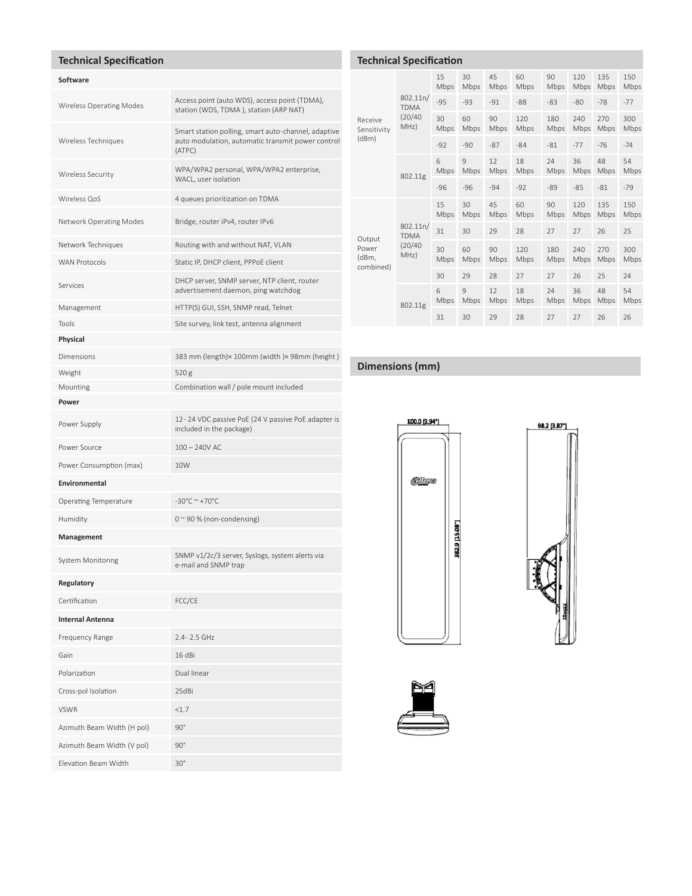## Technical Specification

| | |
|---|---|
| **Software** | |
| Wireless Operating Modes | Access point (auto WDS), access point (TDMA), station (WDS, TDMA ), station (ARP NAT) |
| Wireless Techniques | Smart station polling, smart auto-channel, adaptive auto modulation, automatic transmit power control (ATPC) |
| Wireless Security | WPA/WPA2 personal, WPA/WPA2 enterprise, WACL, user isolation |
| Wireless QoS | 4 queues prioritization on TDMA |
| Network Operating Modes | Bridge, router iPv4, router IPv6 |
| Network Techniques | Routing with and without NAT, VLAN |
| WAN Protocols | Static IP, DHCP client, PPPoE client |
| Services | DHCP server, SNMP server, NTP client, router advertisement daemon, ping watchdog |
| Management | HTTP(S) GUI, SSH, SNMP read, Telnet |
| Tools | Site survey, link test, antenna alignment |
| **Physical** | |
| Dimensions | 383 mm (length)× 100mm (width )× 98mm (height ) |
| Weight | 520 g |
| Mounting | Combination wall / pole mount included |
| **Power** | |
| Power Supply | 12- 24 VDC passive PoE (24 V passive PoE adapter is included in the package) |
| Power Source | 100 – 240V AC |
| Power Consumption (max) | 10W |
| **Environmental** | |
| Operating Temperature | -30°C ~ +70°C |
| Humidity | 0 ~ 90 % (non-condensing) |
| **Management** | |
| System Monitoring | SNMP v1/2c/3 server, Syslogs, system alerts via e-mail and SNMP trap |
| **Regulatory** | |
| Certification | FCC/CE |
| **Internal Antenna** | |
| Frequency Range | 2.4- 2.5 GHz |
| Gain | 16 dBi |
| Polarization | Dual linear |
| Cross-pol Isolation | 25dBi |
| VSWR | <1.7 |
| Azimuth Beam Width (H pol) | 90° |
| Azimuth Beam Width (V pol) | 90° |
| Elevation Beam Width | 30° |

## Technical Specification

| | | | | | | | | | |
|---|---|---|---|---|---|---|---|---|---|
| Receive Sensitivity (dBm) | 802.11n/ TDMA (20/40 MHz) | 15 Mbps | 30 Mbps | 45 Mbps | 60 Mbps | 90 Mbps | 120 Mbps | 135 Mbps | 150 Mbps |
| | | -95 | -93 | -91 | -88 | -83 | -80 | -78 | -77 |
| | | 30 Mbps | 60 Mbps | 90 Mbps | 120 Mbps | 180 Mbps | 240 Mbps | 270 Mbps | 300 Mbps |
| | | -92 | -90 | -87 | -84 | -81 | -77 | -76 | -74 |
| | 802.11g | 6 Mbps | 9 Mbps | 12 Mbps | 18 Mbps | 24 Mbps | 36 Mbps | 48 Mbps | 54 Mbps |
| | | -96 | -96 | -94 | -92 | -89 | -85 | -81 | -79 |
| Output Power (dBm, combined) | 802.11n/ TDMA (20/40 MHz) | 15 Mbps | 30 Mbps | 45 Mbps | 60 Mbps | 90 Mbps | 120 Mbps | 135 Mbps | 150 Mbps |
| | | 31 | 30 | 29 | 28 | 27 | 27 | 26 | 25 |
| | | 30 Mbps | 60 Mbps | 90 Mbps | 120 Mbps | 180 Mbps | 240 Mbps | 270 Mbps | 300 Mbps |
| | | 30 | 29 | 28 | 27 | 27 | 26 | 25 | 24 |
| | 802.11g | 6 Mbps | 9 Mbps | 12 Mbps | 18 Mbps | 24 Mbps | 36 Mbps | 48 Mbps | 54 Mbps |
| | | 31 | 30 | 29 | 28 | 27 | 27 | 26 | 26 |

## Dimensions (mm)

100.0 [3.94"]

382.9 [15.08"]

98.2 [3.87"]